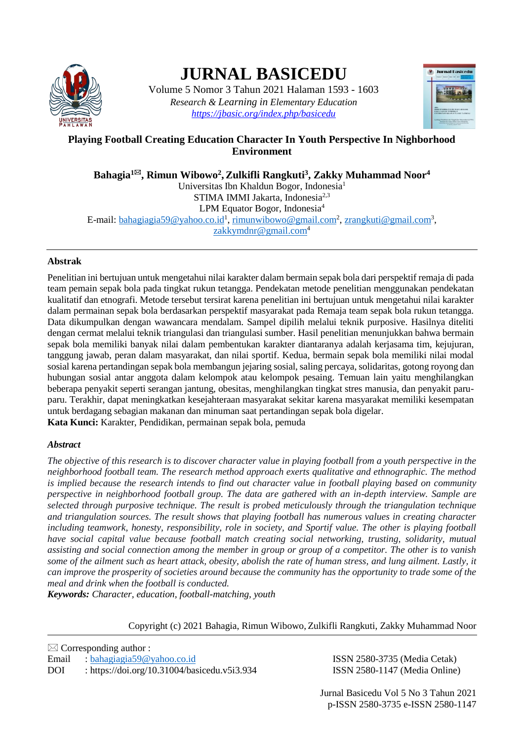# JURNAL BASICEDU

Volume 5 Nomor 3 Tahun 2021 Halaman 1593 - 1603

*Research & Learning in Elementary Education*

https://jbasic.org/index.php/basicedu

## Playing Football Creating Education Character In Youth Perspective In Nighborhood Environment

**Bahagia[1]✉, Rimun Wibowo[2], Zulkifli Rangkuti[3], Zakky Muhammad Noor[4]**

Universitas Ibn Khaldun Bogor, Indonesia[1]
STIMA IMMI Jakarta, Indonesia[2,3]
LPM Equator Bogor, Indonesia[4]

E-mail: bahagiagia59@yahoo.co.id[1], rimunwibowo@gmail.com[2], zrangkuti@gmail.com[3], zakkymdnr@gmail.com[4]

### Abstrak

Penelitian ini bertujuan untuk mengetahui nilai karakter dalam bermain sepak bola dari perspektif remaja di pada team pemain sepak bola pada tingkat rukun tetangga. Pendekatan metode penelitian menggunakan pendekatan kualitatif dan etnografi. Metode tersebut tersirat karena penelitian ini bertujuan untuk mengetahui nilai karakter dalam permainan sepak bola berdasarkan perspektif masyarakat pada Remaja team sepak bola rukun tetangga. Data dikumpulkan dengan wawancara mendalam. Sampel dipilih melalui teknik purposive. Hasilnya diteliti dengan cermat melalui teknik triangulasi dan triangulasi sumber. Hasil penelitian menunjukkan bahwa bermain sepak bola memiliki banyak nilai dalam pembentukan karakter diantaranya adalah kerjasama tim, kejujuran, tanggung jawab, peran dalam masyarakat, dan nilai sportif. Kedua, bermain sepak bola memiliki nilai modal sosial karena pertandingan sepak bola membangun jejaring sosial, saling percaya, solidaritas, gotong royong dan hubungan sosial antar anggota dalam kelompok atau kelompok pesaing. Temuan lain yaitu menghilangkan beberapa penyakit seperti serangan jantung, obesitas, menghilangkan tingkat stres manusia, dan penyakit paru-paru. Terakhir, dapat meningkatkan kesejahteraan masyarakat sekitar karena masyarakat memiliki kesempatan untuk berdagang sebagian makanan dan minuman saat pertandingan sepak bola digelar.

**Kata Kunci:** Karakter, Pendidikan, permainan sepak bola, pemuda

### *Abstract*

*The objective of this research is to discover character value in playing football from a youth perspective in the neighborhood football team. The research method approach exerts qualitative and ethnographic. The method is implied because the research intends to find out character value in football playing based on community perspective in neighborhood football group. The data are gathered with an in-depth interview. Sample are selected through purposive technique. The result is probed meticulously through the triangulation technique and triangulation sources. The result shows that playing football has numerous values in creating character including teamwork, honesty, responsibility, role in society, and Sportif value. The other is playing football have social capital value because football match creating social networking, trusting, solidarity, mutual assisting and social connection among the member in group or group of a competitor. The other is to vanish some of the ailment such as heart attack, obesity, abolish the rate of human stress, and lung ailment. Lastly, it can improve the prosperity of societies around because the community has the opportunity to trade some of the meal and drink when the football is conducted.*

***Keywords:*** *Character, education, football-matching, youth*

Copyright (c) 2021 Bahagia, Rimun Wibowo, Zulkifli Rangkuti, Zakky Muhammad Noor

✉ Corresponding author :
Email : bahagiagia59@yahoo.co.id
DOI : https://doi.org/10.31004/basicedu.v5i3.934

ISSN 2580-3735 (Media Cetak)
ISSN 2580-1147 (Media Online)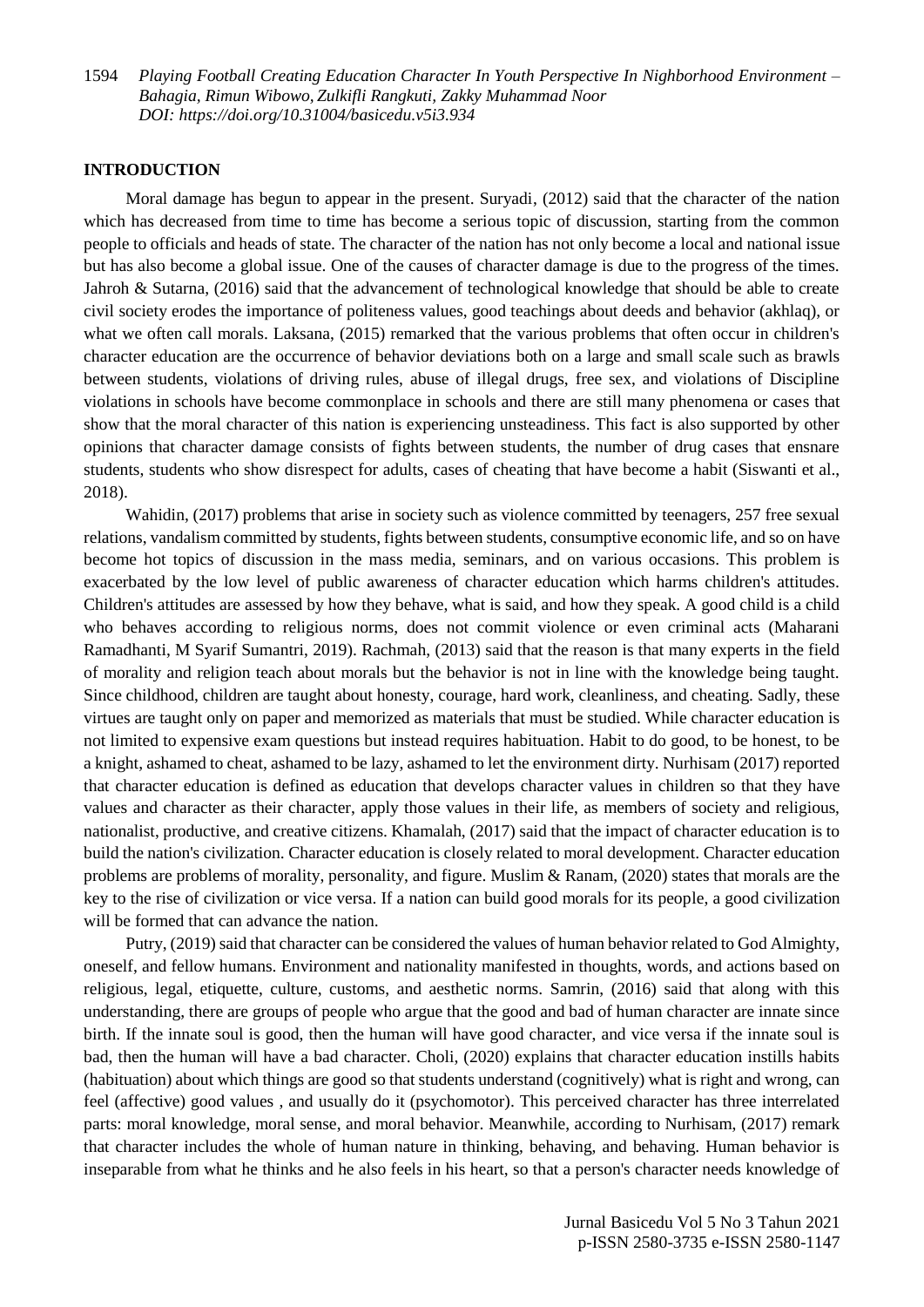## INTRODUCTION

Moral damage has begun to appear in the present. Suryadi, (2012) said that the character of the nation which has decreased from time to time has become a serious topic of discussion, starting from the common people to officials and heads of state. The character of the nation has not only become a local and national issue but has also become a global issue. One of the causes of character damage is due to the progress of the times. Jahroh & Sutarna, (2016) said that the advancement of technological knowledge that should be able to create civil society erodes the importance of politeness values, good teachings about deeds and behavior (akhlaq), or what we often call morals. Laksana, (2015) remarked that the various problems that often occur in children's character education are the occurrence of behavior deviations both on a large and small scale such as brawls between students, violations of driving rules, abuse of illegal drugs, free sex, and violations of Discipline violations in schools have become commonplace in schools and there are still many phenomena or cases that show that the moral character of this nation is experiencing unsteadiness. This fact is also supported by other opinions that character damage consists of fights between students, the number of drug cases that ensnare students, students who show disrespect for adults, cases of cheating that have become a habit (Siswanti et al., 2018).

Wahidin, (2017) problems that arise in society such as violence committed by teenagers, 257 free sexual relations, vandalism committed by students, fights between students, consumptive economic life, and so on have become hot topics of discussion in the mass media, seminars, and on various occasions. This problem is exacerbated by the low level of public awareness of character education which harms children's attitudes. Children's attitudes are assessed by how they behave, what is said, and how they speak. A good child is a child who behaves according to religious norms, does not commit violence or even criminal acts (Maharani Ramadhanti, M Syarif Sumantri, 2019). Rachmah, (2013) said that the reason is that many experts in the field of morality and religion teach about morals but the behavior is not in line with the knowledge being taught. Since childhood, children are taught about honesty, courage, hard work, cleanliness, and cheating. Sadly, these virtues are taught only on paper and memorized as materials that must be studied. While character education is not limited to expensive exam questions but instead requires habituation. Habit to do good, to be honest, to be a knight, ashamed to cheat, ashamed to be lazy, ashamed to let the environment dirty. Nurhisam (2017) reported that character education is defined as education that develops character values in children so that they have values and character as their character, apply those values in their life, as members of society and religious, nationalist, productive, and creative citizens. Khamalah, (2017) said that the impact of character education is to build the nation's civilization. Character education is closely related to moral development. Character education problems are problems of morality, personality, and figure. Muslim & Ranam, (2020) states that morals are the key to the rise of civilization or vice versa. If a nation can build good morals for its people, a good civilization will be formed that can advance the nation.

Putry, (2019) said that character can be considered the values of human behavior related to God Almighty, oneself, and fellow humans. Environment and nationality manifested in thoughts, words, and actions based on religious, legal, etiquette, culture, customs, and aesthetic norms. Samrin, (2016) said that along with this understanding, there are groups of people who argue that the good and bad of human character are innate since birth. If the innate soul is good, then the human will have good character, and vice versa if the innate soul is bad, then the human will have a bad character. Choli, (2020) explains that character education instills habits (habituation) about which things are good so that students understand (cognitively) what is right and wrong, can feel (affective) good values , and usually do it (psychomotor). This perceived character has three interrelated parts: moral knowledge, moral sense, and moral behavior. Meanwhile, according to Nurhisam, (2017) remark that character includes the whole of human nature in thinking, behaving, and behaving. Human behavior is inseparable from what he thinks and he also feels in his heart, so that a person's character needs knowledge of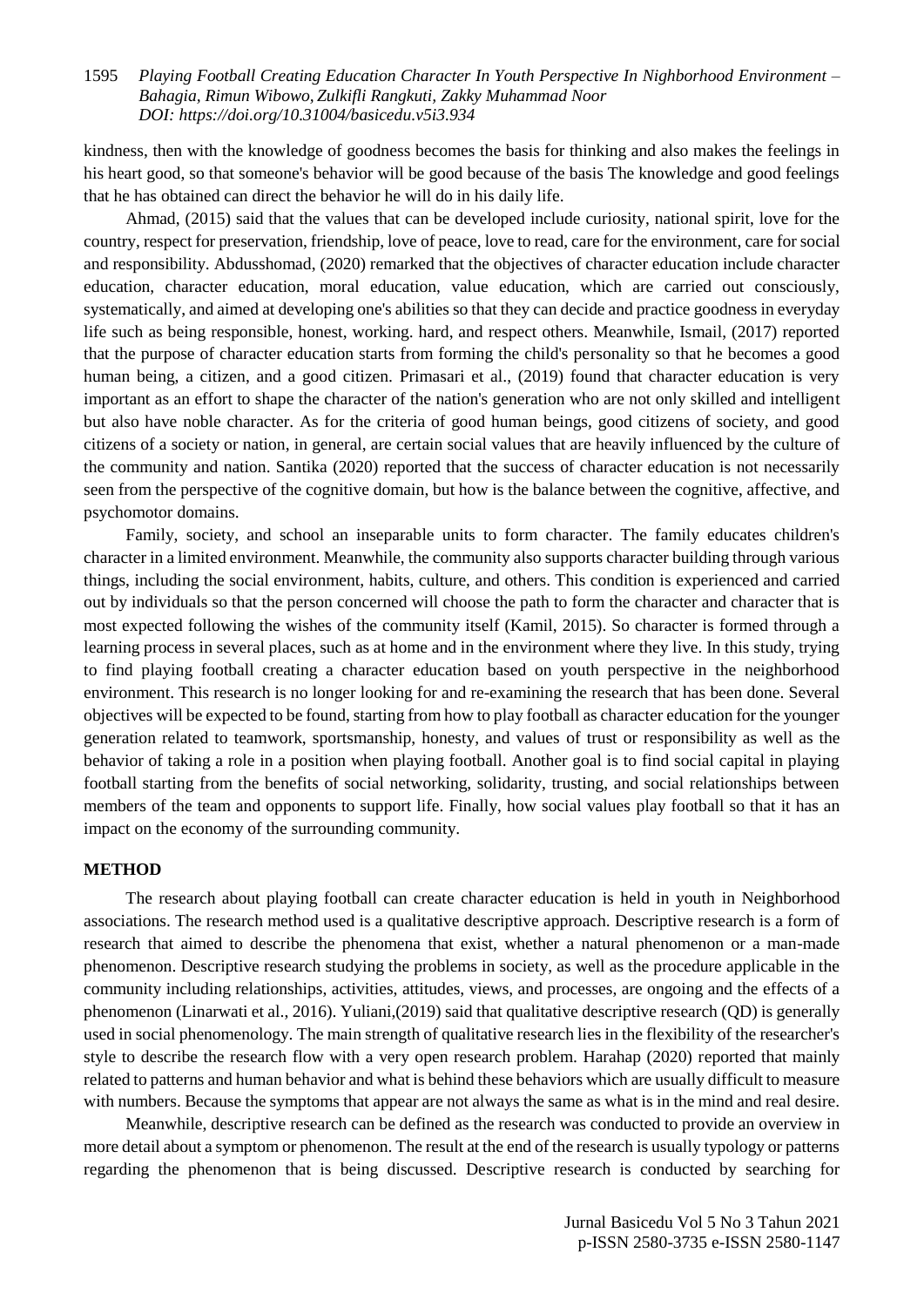kindness, then with the knowledge of goodness becomes the basis for thinking and also makes the feelings in his heart good, so that someone's behavior will be good because of the basis The knowledge and good feelings that he has obtained can direct the behavior he will do in his daily life.

Ahmad, (2015) said that the values that can be developed include curiosity, national spirit, love for the country, respect for preservation, friendship, love of peace, love to read, care for the environment, care for social and responsibility. Abdusshomad, (2020) remarked that the objectives of character education include character education, character education, moral education, value education, which are carried out consciously, systematically, and aimed at developing one's abilities so that they can decide and practice goodness in everyday life such as being responsible, honest, working. hard, and respect others. Meanwhile, Ismail, (2017) reported that the purpose of character education starts from forming the child's personality so that he becomes a good human being, a citizen, and a good citizen. Primasari et al., (2019) found that character education is very important as an effort to shape the character of the nation's generation who are not only skilled and intelligent but also have noble character. As for the criteria of good human beings, good citizens of society, and good citizens of a society or nation, in general, are certain social values that are heavily influenced by the culture of the community and nation. Santika (2020) reported that the success of character education is not necessarily seen from the perspective of the cognitive domain, but how is the balance between the cognitive, affective, and psychomotor domains.

Family, society, and school an inseparable units to form character. The family educates children's character in a limited environment. Meanwhile, the community also supports character building through various things, including the social environment, habits, culture, and others. This condition is experienced and carried out by individuals so that the person concerned will choose the path to form the character and character that is most expected following the wishes of the community itself (Kamil, 2015). So character is formed through a learning process in several places, such as at home and in the environment where they live. In this study, trying to find playing football creating a character education based on youth perspective in the neighborhood environment. This research is no longer looking for and re-examining the research that has been done. Several objectives will be expected to be found, starting from how to play football as character education for the younger generation related to teamwork, sportsmanship, honesty, and values of trust or responsibility as well as the behavior of taking a role in a position when playing football. Another goal is to find social capital in playing football starting from the benefits of social networking, solidarity, trusting, and social relationships between members of the team and opponents to support life. Finally, how social values play football so that it has an impact on the economy of the surrounding community.

## METHOD

The research about playing football can create character education is held in youth in Neighborhood associations. The research method used is a qualitative descriptive approach. Descriptive research is a form of research that aimed to describe the phenomena that exist, whether a natural phenomenon or a man-made phenomenon. Descriptive research studying the problems in society, as well as the procedure applicable in the community including relationships, activities, attitudes, views, and processes, are ongoing and the effects of a phenomenon (Linarwati et al., 2016). Yuliani,(2019) said that qualitative descriptive research (QD) is generally used in social phenomenology. The main strength of qualitative research lies in the flexibility of the researcher's style to describe the research flow with a very open research problem. Harahap (2020) reported that mainly related to patterns and human behavior and what is behind these behaviors which are usually difficult to measure with numbers. Because the symptoms that appear are not always the same as what is in the mind and real desire.

Meanwhile, descriptive research can be defined as the research was conducted to provide an overview in more detail about a symptom or phenomenon. The result at the end of the research is usually typology or patterns regarding the phenomenon that is being discussed. Descriptive research is conducted by searching for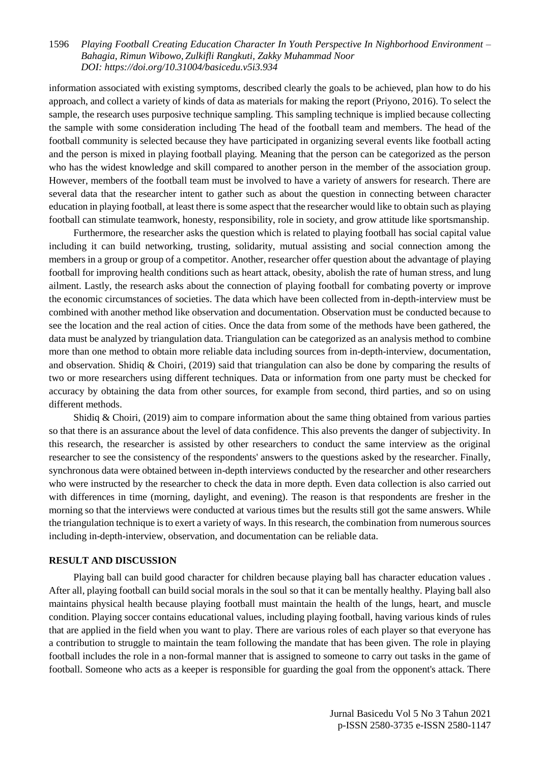information associated with existing symptoms, described clearly the goals to be achieved, plan how to do his approach, and collect a variety of kinds of data as materials for making the report (Priyono, 2016). To select the sample, the research uses purposive technique sampling. This sampling technique is implied because collecting the sample with some consideration including The head of the football team and members. The head of the football community is selected because they have participated in organizing several events like football acting and the person is mixed in playing football playing. Meaning that the person can be categorized as the person who has the widest knowledge and skill compared to another person in the member of the association group. However, members of the football team must be involved to have a variety of answers for research. There are several data that the researcher intent to gather such as about the question in connecting between character education in playing football, at least there is some aspect that the researcher would like to obtain such as playing football can stimulate teamwork, honesty, responsibility, role in society, and grow attitude like sportsmanship.

Furthermore, the researcher asks the question which is related to playing football has social capital value including it can build networking, trusting, solidarity, mutual assisting and social connection among the members in a group or group of a competitor. Another, researcher offer question about the advantage of playing football for improving health conditions such as heart attack, obesity, abolish the rate of human stress, and lung ailment. Lastly, the research asks about the connection of playing football for combating poverty or improve the economic circumstances of societies. The data which have been collected from in-depth-interview must be combined with another method like observation and documentation. Observation must be conducted because to see the location and the real action of cities. Once the data from some of the methods have been gathered, the data must be analyzed by triangulation data. Triangulation can be categorized as an analysis method to combine more than one method to obtain more reliable data including sources from in-depth-interview, documentation, and observation. Shidiq & Choiri, (2019) said that triangulation can also be done by comparing the results of two or more researchers using different techniques. Data or information from one party must be checked for accuracy by obtaining the data from other sources, for example from second, third parties, and so on using different methods.

Shidiq & Choiri, (2019) aim to compare information about the same thing obtained from various parties so that there is an assurance about the level of data confidence. This also prevents the danger of subjectivity. In this research, the researcher is assisted by other researchers to conduct the same interview as the original researcher to see the consistency of the respondents' answers to the questions asked by the researcher. Finally, synchronous data were obtained between in-depth interviews conducted by the researcher and other researchers who were instructed by the researcher to check the data in more depth. Even data collection is also carried out with differences in time (morning, daylight, and evening). The reason is that respondents are fresher in the morning so that the interviews were conducted at various times but the results still got the same answers. While the triangulation technique is to exert a variety of ways. In this research, the combination from numerous sources including in-depth-interview, observation, and documentation can be reliable data.

## RESULT AND DISCUSSION

Playing ball can build good character for children because playing ball has character education values . After all, playing football can build social morals in the soul so that it can be mentally healthy. Playing ball also maintains physical health because playing football must maintain the health of the lungs, heart, and muscle condition. Playing soccer contains educational values, including playing football, having various kinds of rules that are applied in the field when you want to play. There are various roles of each player so that everyone has a contribution to struggle to maintain the team following the mandate that has been given. The role in playing football includes the role in a non-formal manner that is assigned to someone to carry out tasks in the game of football. Someone who acts as a keeper is responsible for guarding the goal from the opponent's attack. There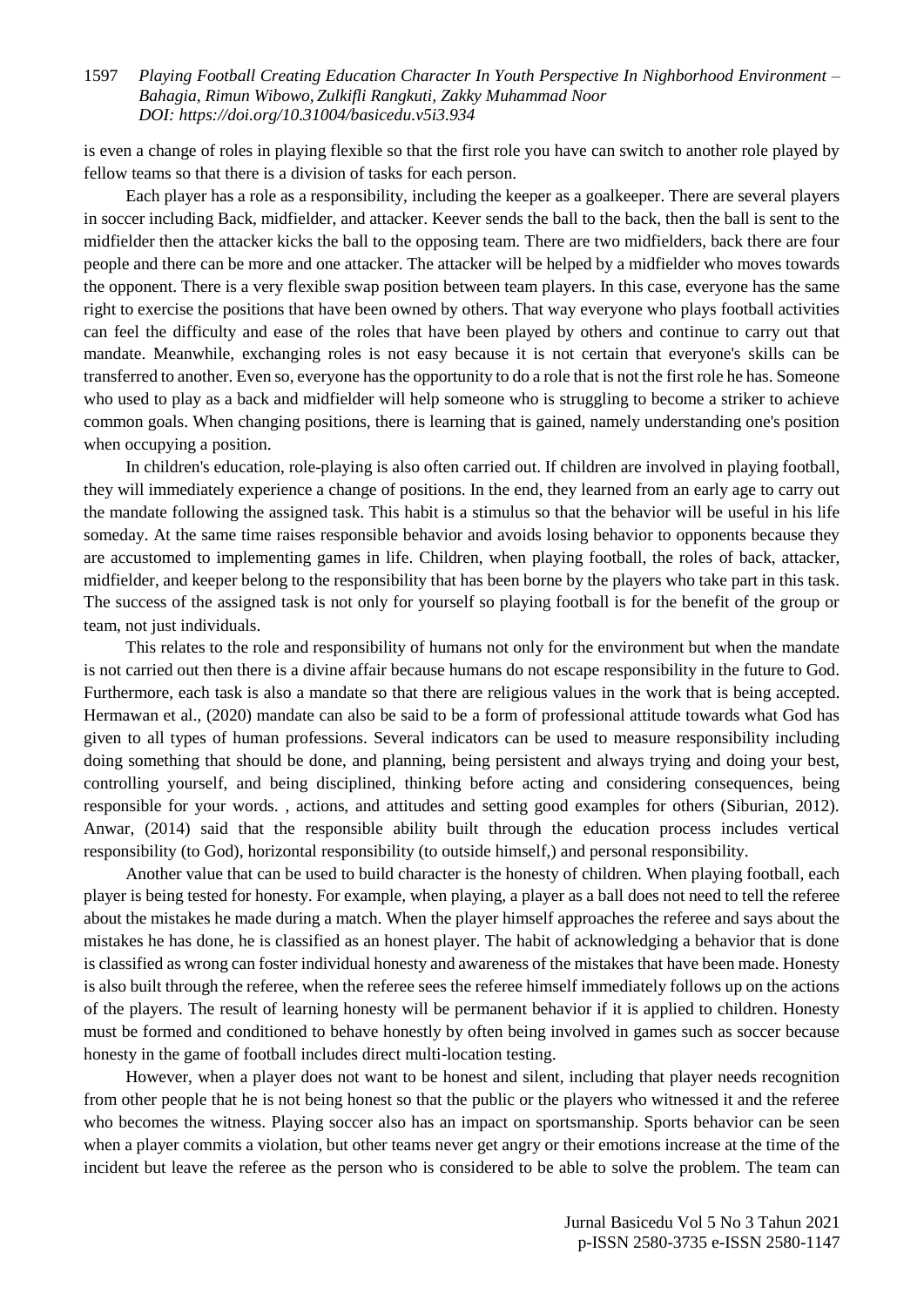is even a change of roles in playing flexible so that the first role you have can switch to another role played by fellow teams so that there is a division of tasks for each person.

Each player has a role as a responsibility, including the keeper as a goalkeeper. There are several players in soccer including Back, midfielder, and attacker. Keever sends the ball to the back, then the ball is sent to the midfielder then the attacker kicks the ball to the opposing team. There are two midfielders, back there are four people and there can be more and one attacker. The attacker will be helped by a midfielder who moves towards the opponent. There is a very flexible swap position between team players. In this case, everyone has the same right to exercise the positions that have been owned by others. That way everyone who plays football activities can feel the difficulty and ease of the roles that have been played by others and continue to carry out that mandate. Meanwhile, exchanging roles is not easy because it is not certain that everyone's skills can be transferred to another. Even so, everyone has the opportunity to do a role that is not the first role he has. Someone who used to play as a back and midfielder will help someone who is struggling to become a striker to achieve common goals. When changing positions, there is learning that is gained, namely understanding one's position when occupying a position.

In children's education, role-playing is also often carried out. If children are involved in playing football, they will immediately experience a change of positions. In the end, they learned from an early age to carry out the mandate following the assigned task. This habit is a stimulus so that the behavior will be useful in his life someday. At the same time raises responsible behavior and avoids losing behavior to opponents because they are accustomed to implementing games in life. Children, when playing football, the roles of back, attacker, midfielder, and keeper belong to the responsibility that has been borne by the players who take part in this task. The success of the assigned task is not only for yourself so playing football is for the benefit of the group or team, not just individuals.

This relates to the role and responsibility of humans not only for the environment but when the mandate is not carried out then there is a divine affair because humans do not escape responsibility in the future to God. Furthermore, each task is also a mandate so that there are religious values in the work that is being accepted. Hermawan et al., (2020) mandate can also be said to be a form of professional attitude towards what God has given to all types of human professions. Several indicators can be used to measure responsibility including doing something that should be done, and planning, being persistent and always trying and doing your best, controlling yourself, and being disciplined, thinking before acting and considering consequences, being responsible for your words. , actions, and attitudes and setting good examples for others (Siburian, 2012). Anwar, (2014) said that the responsible ability built through the education process includes vertical responsibility (to God), horizontal responsibility (to outside himself,) and personal responsibility.

Another value that can be used to build character is the honesty of children. When playing football, each player is being tested for honesty. For example, when playing, a player as a ball does not need to tell the referee about the mistakes he made during a match. When the player himself approaches the referee and says about the mistakes he has done, he is classified as an honest player. The habit of acknowledging a behavior that is done is classified as wrong can foster individual honesty and awareness of the mistakes that have been made. Honesty is also built through the referee, when the referee sees the referee himself immediately follows up on the actions of the players. The result of learning honesty will be permanent behavior if it is applied to children. Honesty must be formed and conditioned to behave honestly by often being involved in games such as soccer because honesty in the game of football includes direct multi-location testing.

However, when a player does not want to be honest and silent, including that player needs recognition from other people that he is not being honest so that the public or the players who witnessed it and the referee who becomes the witness. Playing soccer also has an impact on sportsmanship. Sports behavior can be seen when a player commits a violation, but other teams never get angry or their emotions increase at the time of the incident but leave the referee as the person who is considered to be able to solve the problem. The team can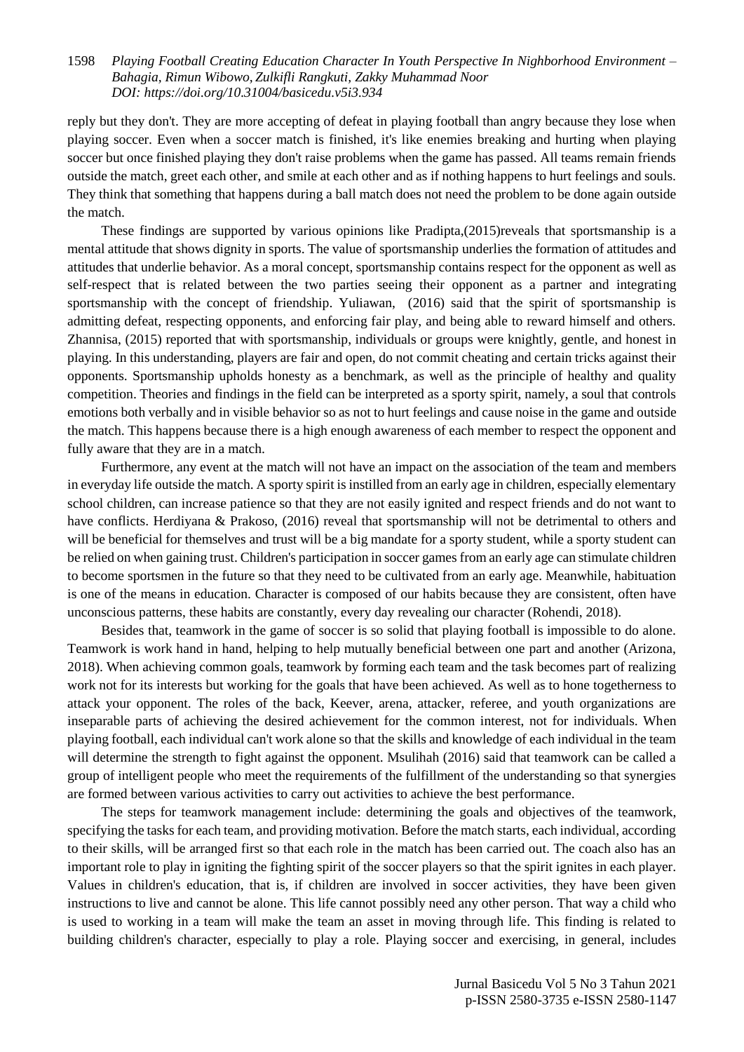reply but they don't. They are more accepting of defeat in playing football than angry because they lose when playing soccer. Even when a soccer match is finished, it's like enemies breaking and hurting when playing soccer but once finished playing they don't raise problems when the game has passed. All teams remain friends outside the match, greet each other, and smile at each other and as if nothing happens to hurt feelings and souls. They think that something that happens during a ball match does not need the problem to be done again outside the match.

These findings are supported by various opinions like Pradipta,(2015)reveals that sportsmanship is a mental attitude that shows dignity in sports. The value of sportsmanship underlies the formation of attitudes and attitudes that underlie behavior. As a moral concept, sportsmanship contains respect for the opponent as well as self-respect that is related between the two parties seeing their opponent as a partner and integrating sportsmanship with the concept of friendship. Yuliawan, (2016) said that the spirit of sportsmanship is admitting defeat, respecting opponents, and enforcing fair play, and being able to reward himself and others. Zhannisa, (2015) reported that with sportsmanship, individuals or groups were knightly, gentle, and honest in playing. In this understanding, players are fair and open, do not commit cheating and certain tricks against their opponents. Sportsmanship upholds honesty as a benchmark, as well as the principle of healthy and quality competition. Theories and findings in the field can be interpreted as a sporty spirit, namely, a soul that controls emotions both verbally and in visible behavior so as not to hurt feelings and cause noise in the game and outside the match. This happens because there is a high enough awareness of each member to respect the opponent and fully aware that they are in a match.

Furthermore, any event at the match will not have an impact on the association of the team and members in everyday life outside the match. A sporty spirit is instilled from an early age in children, especially elementary school children, can increase patience so that they are not easily ignited and respect friends and do not want to have conflicts. Herdiyana & Prakoso, (2016) reveal that sportsmanship will not be detrimental to others and will be beneficial for themselves and trust will be a big mandate for a sporty student, while a sporty student can be relied on when gaining trust. Children's participation in soccer games from an early age can stimulate children to become sportsmen in the future so that they need to be cultivated from an early age. Meanwhile, habituation is one of the means in education. Character is composed of our habits because they are consistent, often have unconscious patterns, these habits are constantly, every day revealing our character (Rohendi, 2018).

Besides that, teamwork in the game of soccer is so solid that playing football is impossible to do alone. Teamwork is work hand in hand, helping to help mutually beneficial between one part and another (Arizona, 2018). When achieving common goals, teamwork by forming each team and the task becomes part of realizing work not for its interests but working for the goals that have been achieved. As well as to hone togetherness to attack your opponent. The roles of the back, Keever, arena, attacker, referee, and youth organizations are inseparable parts of achieving the desired achievement for the common interest, not for individuals. When playing football, each individual can't work alone so that the skills and knowledge of each individual in the team will determine the strength to fight against the opponent. Msulihah (2016) said that teamwork can be called a group of intelligent people who meet the requirements of the fulfillment of the understanding so that synergies are formed between various activities to carry out activities to achieve the best performance.

The steps for teamwork management include: determining the goals and objectives of the teamwork, specifying the tasks for each team, and providing motivation. Before the match starts, each individual, according to their skills, will be arranged first so that each role in the match has been carried out. The coach also has an important role to play in igniting the fighting spirit of the soccer players so that the spirit ignites in each player. Values in children's education, that is, if children are involved in soccer activities, they have been given instructions to live and cannot be alone. This life cannot possibly need any other person. That way a child who is used to working in a team will make the team an asset in moving through life. This finding is related to building children's character, especially to play a role. Playing soccer and exercising, in general, includes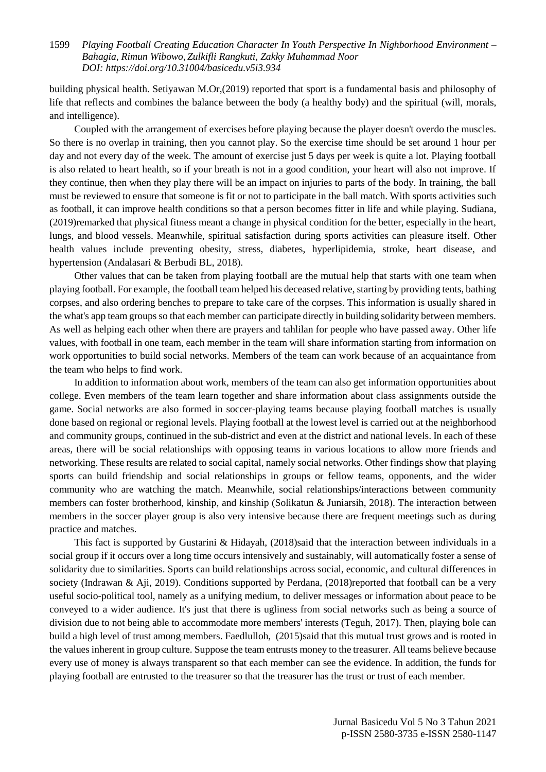building physical health. Setiyawan M.Or,(2019) reported that sport is a fundamental basis and philosophy of life that reflects and combines the balance between the body (a healthy body) and the spiritual (will, morals, and intelligence).

Coupled with the arrangement of exercises before playing because the player doesn't overdo the muscles. So there is no overlap in training, then you cannot play. So the exercise time should be set around 1 hour per day and not every day of the week. The amount of exercise just 5 days per week is quite a lot. Playing football is also related to heart health, so if your breath is not in a good condition, your heart will also not improve. If they continue, then when they play there will be an impact on injuries to parts of the body. In training, the ball must be reviewed to ensure that someone is fit or not to participate in the ball match. With sports activities such as football, it can improve health conditions so that a person becomes fitter in life and while playing. Sudiana, (2019)remarked that physical fitness meant a change in physical condition for the better, especially in the heart, lungs, and blood vessels. Meanwhile, spiritual satisfaction during sports activities can pleasure itself. Other health values include preventing obesity, stress, diabetes, hyperlipidemia, stroke, heart disease, and hypertension (Andalasari & Berbudi BL, 2018).

Other values that can be taken from playing football are the mutual help that starts with one team when playing football. For example, the football team helped his deceased relative, starting by providing tents, bathing corpses, and also ordering benches to prepare to take care of the corpses. This information is usually shared in the what's app team groups so that each member can participate directly in building solidarity between members. As well as helping each other when there are prayers and tahlilan for people who have passed away. Other life values, with football in one team, each member in the team will share information starting from information on work opportunities to build social networks. Members of the team can work because of an acquaintance from the team who helps to find work.

In addition to information about work, members of the team can also get information opportunities about college. Even members of the team learn together and share information about class assignments outside the game. Social networks are also formed in soccer-playing teams because playing football matches is usually done based on regional or regional levels. Playing football at the lowest level is carried out at the neighborhood and community groups, continued in the sub-district and even at the district and national levels. In each of these areas, there will be social relationships with opposing teams in various locations to allow more friends and networking. These results are related to social capital, namely social networks. Other findings show that playing sports can build friendship and social relationships in groups or fellow teams, opponents, and the wider community who are watching the match. Meanwhile, social relationships/interactions between community members can foster brotherhood, kinship, and kinship (Solikatun & Juniarsih, 2018). The interaction between members in the soccer player group is also very intensive because there are frequent meetings such as during practice and matches.

This fact is supported by Gustarini & Hidayah, (2018)said that the interaction between individuals in a social group if it occurs over a long time occurs intensively and sustainably, will automatically foster a sense of solidarity due to similarities. Sports can build relationships across social, economic, and cultural differences in society (Indrawan & Aji, 2019). Conditions supported by Perdana, (2018)reported that football can be a very useful socio-political tool, namely as a unifying medium, to deliver messages or information about peace to be conveyed to a wider audience. It's just that there is ugliness from social networks such as being a source of division due to not being able to accommodate more members' interests (Teguh, 2017). Then, playing bole can build a high level of trust among members. Faedlulloh, (2015)said that this mutual trust grows and is rooted in the values inherent in group culture. Suppose the team entrusts money to the treasurer. All teams believe because every use of money is always transparent so that each member can see the evidence. In addition, the funds for playing football are entrusted to the treasurer so that the treasurer has the trust or trust of each member.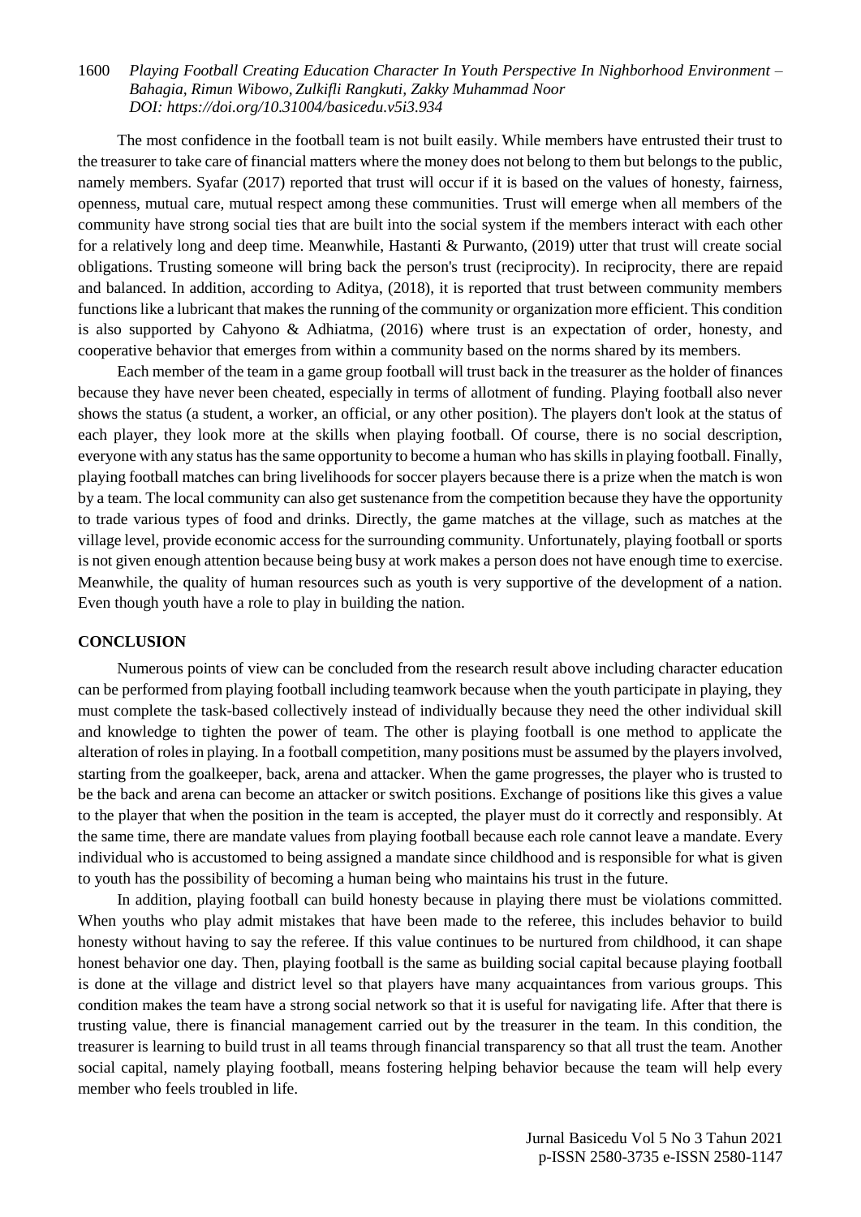The most confidence in the football team is not built easily. While members have entrusted their trust to the treasurer to take care of financial matters where the money does not belong to them but belongs to the public, namely members. Syafar (2017) reported that trust will occur if it is based on the values of honesty, fairness, openness, mutual care, mutual respect among these communities. Trust will emerge when all members of the community have strong social ties that are built into the social system if the members interact with each other for a relatively long and deep time. Meanwhile, Hastanti & Purwanto, (2019) utter that trust will create social obligations. Trusting someone will bring back the person's trust (reciprocity). In reciprocity, there are repaid and balanced. In addition, according to Aditya, (2018), it is reported that trust between community members functions like a lubricant that makes the running of the community or organization more efficient. This condition is also supported by Cahyono & Adhiatma, (2016) where trust is an expectation of order, honesty, and cooperative behavior that emerges from within a community based on the norms shared by its members.

Each member of the team in a game group football will trust back in the treasurer as the holder of finances because they have never been cheated, especially in terms of allotment of funding. Playing football also never shows the status (a student, a worker, an official, or any other position). The players don't look at the status of each player, they look more at the skills when playing football. Of course, there is no social description, everyone with any status has the same opportunity to become a human who has skills in playing football. Finally, playing football matches can bring livelihoods for soccer players because there is a prize when the match is won by a team. The local community can also get sustenance from the competition because they have the opportunity to trade various types of food and drinks. Directly, the game matches at the village, such as matches at the village level, provide economic access for the surrounding community. Unfortunately, playing football or sports is not given enough attention because being busy at work makes a person does not have enough time to exercise. Meanwhile, the quality of human resources such as youth is very supportive of the development of a nation. Even though youth have a role to play in building the nation.

## CONCLUSION

Numerous points of view can be concluded from the research result above including character education can be performed from playing football including teamwork because when the youth participate in playing, they must complete the task-based collectively instead of individually because they need the other individual skill and knowledge to tighten the power of team. The other is playing football is one method to applicate the alteration of roles in playing. In a football competition, many positions must be assumed by the players involved, starting from the goalkeeper, back, arena and attacker. When the game progresses, the player who is trusted to be the back and arena can become an attacker or switch positions. Exchange of positions like this gives a value to the player that when the position in the team is accepted, the player must do it correctly and responsibly. At the same time, there are mandate values from playing football because each role cannot leave a mandate. Every individual who is accustomed to being assigned a mandate since childhood and is responsible for what is given to youth has the possibility of becoming a human being who maintains his trust in the future.

In addition, playing football can build honesty because in playing there must be violations committed. When youths who play admit mistakes that have been made to the referee, this includes behavior to build honesty without having to say the referee. If this value continues to be nurtured from childhood, it can shape honest behavior one day. Then, playing football is the same as building social capital because playing football is done at the village and district level so that players have many acquaintances from various groups. This condition makes the team have a strong social network so that it is useful for navigating life. After that there is trusting value, there is financial management carried out by the treasurer in the team. In this condition, the treasurer is learning to build trust in all teams through financial transparency so that all trust the team. Another social capital, namely playing football, means fostering helping behavior because the team will help every member who feels troubled in life.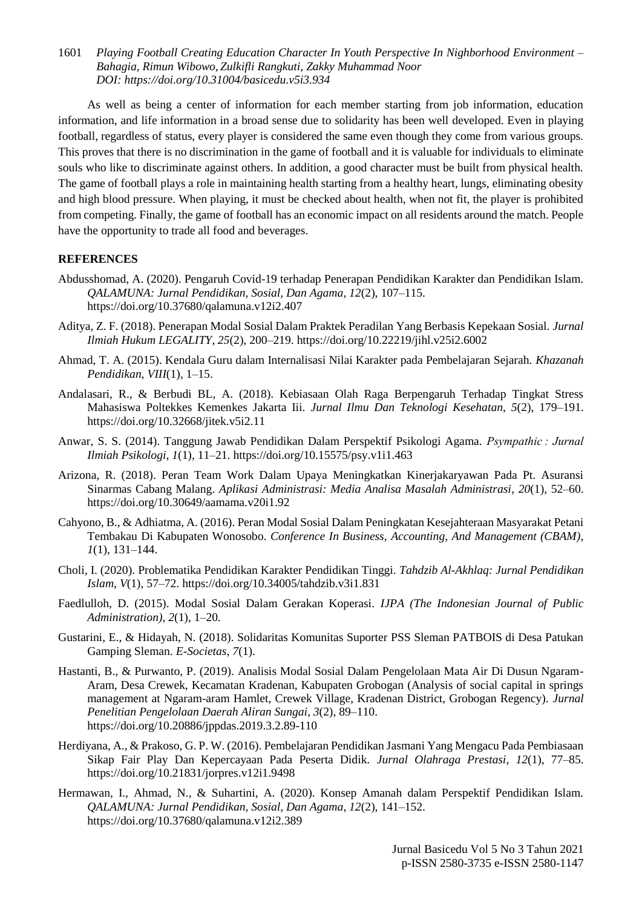As well as being a center of information for each member starting from job information, education information, and life information in a broad sense due to solidarity has been well developed. Even in playing football, regardless of status, every player is considered the same even though they come from various groups. This proves that there is no discrimination in the game of football and it is valuable for individuals to eliminate souls who like to discriminate against others. In addition, a good character must be built from physical health. The game of football plays a role in maintaining health starting from a healthy heart, lungs, eliminating obesity and high blood pressure. When playing, it must be checked about health, when not fit, the player is prohibited from competing. Finally, the game of football has an economic impact on all residents around the match. People have the opportunity to trade all food and beverages.

## REFERENCES

Abdusshomad, A. (2020). Pengaruh Covid-19 terhadap Penerapan Pendidikan Karakter dan Pendidikan Islam. *QALAMUNA: Jurnal Pendidikan, Sosial, Dan Agama*, *12*(2), 107–115. https://doi.org/10.37680/qalamuna.v12i2.407

Aditya, Z. F. (2018). Penerapan Modal Sosial Dalam Praktek Peradilan Yang Berbasis Kepekaan Sosial. *Jurnal Ilmiah Hukum LEGALITY*, *25*(2), 200–219. https://doi.org/10.22219/jihl.v25i2.6002

Ahmad, T. A. (2015). Kendala Guru dalam Internalisasi Nilai Karakter pada Pembelajaran Sejarah. *Khazanah Pendidikan*, *VIII*(1), 1–15.

Andalasari, R., & Berbudi BL, A. (2018). Kebiasaan Olah Raga Berpengaruh Terhadap Tingkat Stress Mahasiswa Poltekkes Kemenkes Jakarta Iii. *Jurnal Ilmu Dan Teknologi Kesehatan*, *5*(2), 179–191. https://doi.org/10.32668/jitek.v5i2.11

Anwar, S. S. (2014). Tanggung Jawab Pendidikan Dalam Perspektif Psikologi Agama. *Psympathic : Jurnal Ilmiah Psikologi*, *1*(1), 11–21. https://doi.org/10.15575/psy.v1i1.463

Arizona, R. (2018). Peran Team Work Dalam Upaya Meningkatkan Kinerjakaryawan Pada Pt. Asuransi Sinarmas Cabang Malang. *Aplikasi Administrasi: Media Analisa Masalah Administrasi*, *20*(1), 52–60. https://doi.org/10.30649/aamama.v20i1.92

Cahyono, B., & Adhiatma, A. (2016). Peran Modal Sosial Dalam Peningkatan Kesejahteraan Masyarakat Petani Tembakau Di Kabupaten Wonosobo. *Conference In Business, Accounting, And Management (CBAM)*, *1*(1), 131–144.

Choli, I. (2020). Problematika Pendidikan Karakter Pendidikan Tinggi. *Tahdzib Al-Akhlaq: Jurnal Pendidikan Islam*, *V*(1), 57–72. https://doi.org/10.34005/tahdzib.v3i1.831

Faedlulloh, D. (2015). Modal Sosial Dalam Gerakan Koperasi. *IJPA (The Indonesian Journal of Public Administration)*, *2*(1), 1–20.

Gustarini, E., & Hidayah, N. (2018). Solidaritas Komunitas Suporter PSS Sleman PATBOIS di Desa Patukan Gamping Sleman. *E-Societas*, *7*(1).

Hastanti, B., & Purwanto, P. (2019). Analisis Modal Sosial Dalam Pengelolaan Mata Air Di Dusun Ngaram-Aram, Desa Crewek, Kecamatan Kradenan, Kabupaten Grobogan (Analysis of social capital in springs management at Ngaram-aram Hamlet, Crewek Village, Kradenan District, Grobogan Regency). *Jurnal Penelitian Pengelolaan Daerah Aliran Sungai*, *3*(2), 89–110. https://doi.org/10.20886/jppdas.2019.3.2.89-110

Herdiyana, A., & Prakoso, G. P. W. (2016). Pembelajaran Pendidikan Jasmani Yang Mengacu Pada Pembiasaan Sikap Fair Play Dan Kepercayaan Pada Peserta Didik. *Jurnal Olahraga Prestasi*, *12*(1), 77–85. https://doi.org/10.21831/jorpres.v12i1.9498

Hermawan, I., Ahmad, N., & Suhartini, A. (2020). Konsep Amanah dalam Perspektif Pendidikan Islam. *QALAMUNA: Jurnal Pendidikan, Sosial, Dan Agama*, *12*(2), 141–152. https://doi.org/10.37680/qalamuna.v12i2.389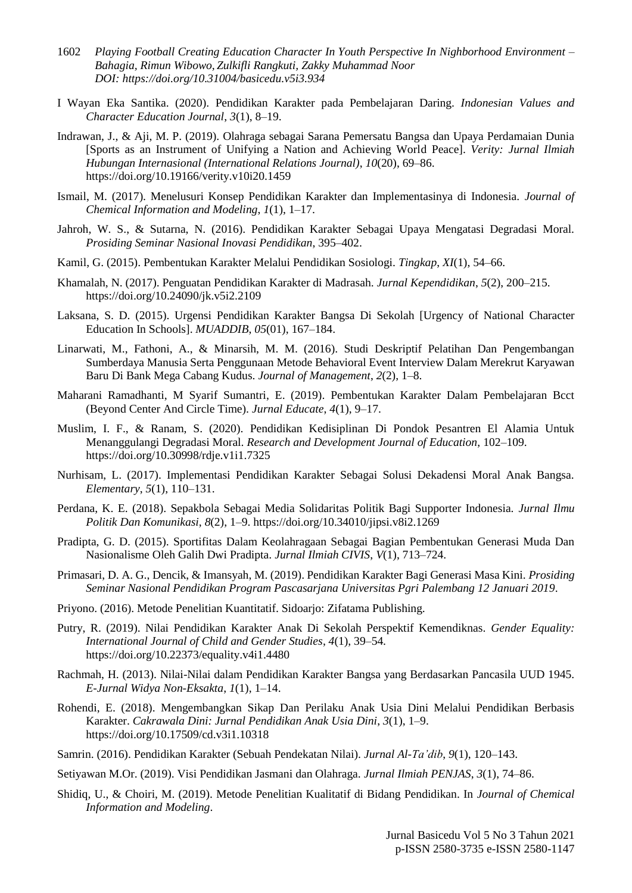I Wayan Eka Santika. (2020). Pendidikan Karakter pada Pembelajaran Daring. *Indonesian Values and Character Education Journal*, *3*(1), 8–19.

Indrawan, J., & Aji, M. P. (2019). Olahraga sebagai Sarana Pemersatu Bangsa dan Upaya Perdamaian Dunia [Sports as an Instrument of Unifying a Nation and Achieving World Peace]. *Verity: Jurnal Ilmiah Hubungan Internasional (International Relations Journal)*, *10*(20), 69–86. https://doi.org/10.19166/verity.v10i20.1459

Ismail, M. (2017). Menelusuri Konsep Pendidikan Karakter dan Implementasinya di Indonesia. *Journal of Chemical Information and Modeling*, *1*(1), 1–17.

Jahroh, W. S., & Sutarna, N. (2016). Pendidikan Karakter Sebagai Upaya Mengatasi Degradasi Moral. *Prosiding Seminar Nasional Inovasi Pendidikan*, 395–402.

Kamil, G. (2015). Pembentukan Karakter Melalui Pendidikan Sosiologi. *Tingkap*, *XI*(1), 54–66.

Khamalah, N. (2017). Penguatan Pendidikan Karakter di Madrasah. *Jurnal Kependidikan*, *5*(2), 200–215. https://doi.org/10.24090/jk.v5i2.2109

Laksana, S. D. (2015). Urgensi Pendidikan Karakter Bangsa Di Sekolah [Urgency of National Character Education In Schools]. *MUADDIB*, *05*(01), 167–184.

Linarwati, M., Fathoni, A., & Minarsih, M. M. (2016). Studi Deskriptif Pelatihan Dan Pengembangan Sumberdaya Manusia Serta Penggunaan Metode Behavioral Event Interview Dalam Merekrut Karyawan Baru Di Bank Mega Cabang Kudus. *Journal of Management*, *2*(2), 1–8.

Maharani Ramadhanti, M Syarif Sumantri, E. (2019). Pembentukan Karakter Dalam Pembelajaran Bcct (Beyond Center And Circle Time). *Jurnal Educate*, *4*(1), 9–17.

Muslim, I. F., & Ranam, S. (2020). Pendidikan Kedisiplinan Di Pondok Pesantren El Alamia Untuk Menanggulangi Degradasi Moral. *Research and Development Journal of Education*, 102–109. https://doi.org/10.30998/rdje.v1i1.7325

Nurhisam, L. (2017). Implementasi Pendidikan Karakter Sebagai Solusi Dekadensi Moral Anak Bangsa. *Elementary*, *5*(1), 110–131.

Perdana, K. E. (2018). Sepakbola Sebagai Media Solidaritas Politik Bagi Supporter Indonesia. *Jurnal Ilmu Politik Dan Komunikasi*, *8*(2), 1–9. https://doi.org/10.34010/jipsi.v8i2.1269

Pradipta, G. D. (2015). Sportifitas Dalam Keolahragaan Sebagai Bagian Pembentukan Generasi Muda Dan Nasionalisme Oleh Galih Dwi Pradipta. *Jurnal Ilmiah CIVIS*, *V*(1), 713–724.

Primasari, D. A. G., Dencik, & Imansyah, M. (2019). Pendidikan Karakter Bagi Generasi Masa Kini. *Prosiding Seminar Nasional Pendidikan Program Pascasarjana Universitas Pgri Palembang 12 Januari 2019*.

Priyono. (2016). Metode Penelitian Kuantitatif. Sidoarjo: Zifatama Publishing.

Putry, R. (2019). Nilai Pendidikan Karakter Anak Di Sekolah Perspektif Kemendiknas. *Gender Equality: International Journal of Child and Gender Studies*, *4*(1), 39–54. https://doi.org/10.22373/equality.v4i1.4480

Rachmah, H. (2013). Nilai-Nilai dalam Pendidikan Karakter Bangsa yang Berdasarkan Pancasila UUD 1945. *E-Jurnal Widya Non-Eksakta*, *1*(1), 1–14.

Rohendi, E. (2018). Mengembangkan Sikap Dan Perilaku Anak Usia Dini Melalui Pendidikan Berbasis Karakter. *Cakrawala Dini: Jurnal Pendidikan Anak Usia Dini*, *3*(1), 1–9. https://doi.org/10.17509/cd.v3i1.10318

Samrin. (2016). Pendidikan Karakter (Sebuah Pendekatan Nilai). *Jurnal Al-Ta'dib*, *9*(1), 120–143.

Setiyawan M.Or. (2019). Visi Pendidikan Jasmani dan Olahraga. *Jurnal Ilmiah PENJAS*, *3*(1), 74–86.

Shidiq, U., & Choiri, M. (2019). Metode Penelitian Kualitatif di Bidang Pendidikan. In *Journal of Chemical Information and Modeling*.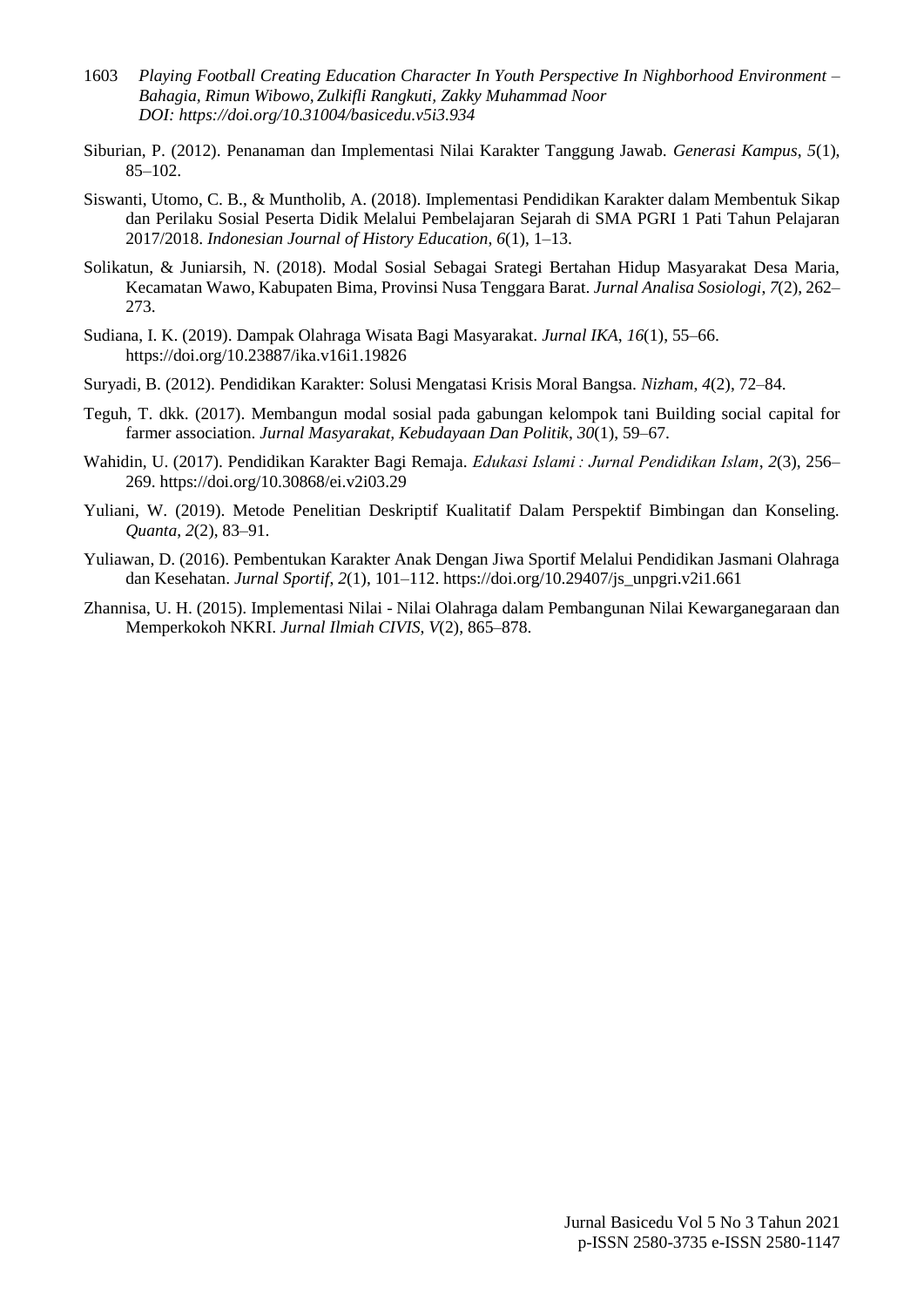Siburian, P. (2012). Penanaman dan Implementasi Nilai Karakter Tanggung Jawab. *Generasi Kampus*, *5*(1), 85–102.

Siswanti, Utomo, C. B., & Muntholib, A. (2018). Implementasi Pendidikan Karakter dalam Membentuk Sikap dan Perilaku Sosial Peserta Didik Melalui Pembelajaran Sejarah di SMA PGRI 1 Pati Tahun Pelajaran 2017/2018. *Indonesian Journal of History Education*, *6*(1), 1–13.

Solikatun, & Juniarsih, N. (2018). Modal Sosial Sebagai Srategi Bertahan Hidup Masyarakat Desa Maria, Kecamatan Wawo, Kabupaten Bima, Provinsi Nusa Tenggara Barat. *Jurnal Analisa Sosiologi*, *7*(2), 262–273.

Sudiana, I. K. (2019). Dampak Olahraga Wisata Bagi Masyarakat. *Jurnal IKA*, *16*(1), 55–66. https://doi.org/10.23887/ika.v16i1.19826

Suryadi, B. (2012). Pendidikan Karakter: Solusi Mengatasi Krisis Moral Bangsa. *Nizham*, *4*(2), 72–84.

Teguh, T. dkk. (2017). Membangun modal sosial pada gabungan kelompok tani Building social capital for farmer association. *Jurnal Masyarakat, Kebudayaan Dan Politik*, *30*(1), 59–67.

Wahidin, U. (2017). Pendidikan Karakter Bagi Remaja. *Edukasi Islami : Jurnal Pendidikan Islam*, *2*(3), 256–269. https://doi.org/10.30868/ei.v2i03.29

Yuliani, W. (2019). Metode Penelitian Deskriptif Kualitatif Dalam Perspektif Bimbingan dan Konseling. *Quanta*, *2*(2), 83–91.

Yuliawan, D. (2016). Pembentukan Karakter Anak Dengan Jiwa Sportif Melalui Pendidikan Jasmani Olahraga dan Kesehatan. *Jurnal Sportif*, *2*(1), 101–112. https://doi.org/10.29407/js_unpgri.v2i1.661

Zhannisa, U. H. (2015). Implementasi Nilai - Nilai Olahraga dalam Pembangunan Nilai Kewarganegaraan dan Memperkokoh NKRI. *Jurnal Ilmiah CIVIS*, *V*(2), 865–878.